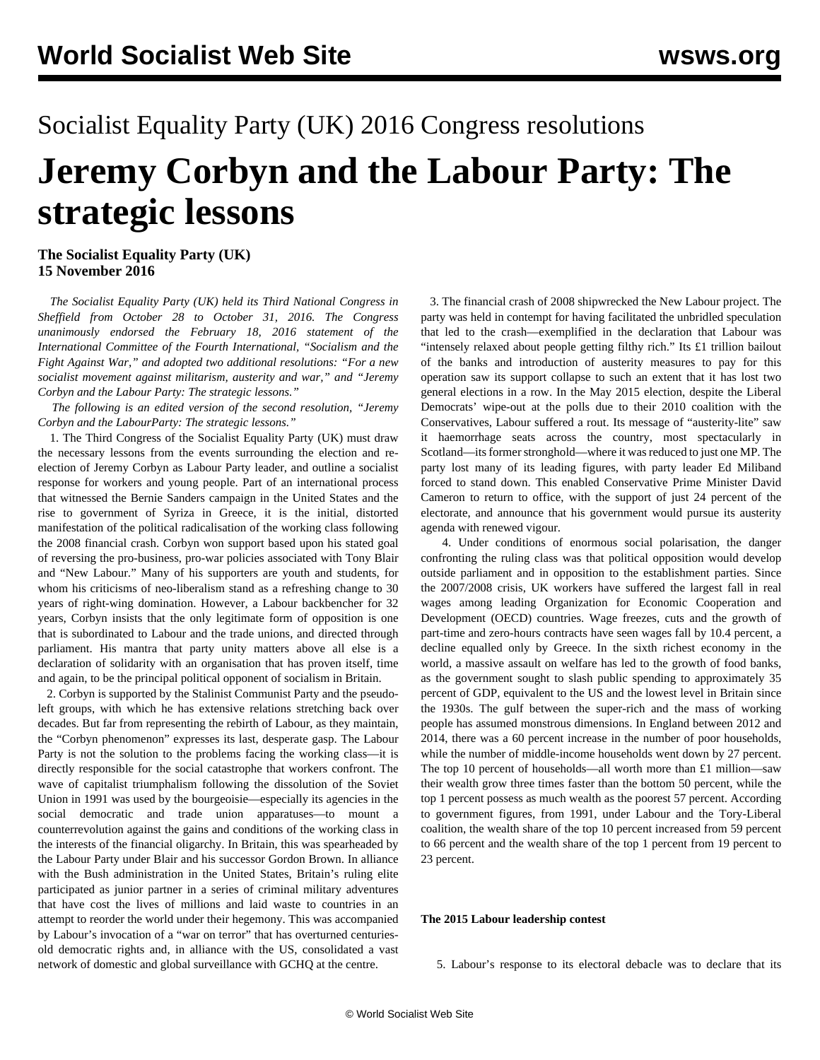Socialist Equality Party (UK) 2016 Congress resolutions

# Jeremy Corbyn and the Labour Party: The strategic lessons

**The Socialist Equality Party (UK)**
**15 November 2016**

*The Socialist Equality Party (UK) held its Third National Congress in Sheffield from October 28 to October 31, 2016. The Congress unanimously endorsed the February 18, 2016 statement of the International Committee of the Fourth International, "Socialism and the Fight Against War," and adopted two additional resolutions: "For a new socialist movement against militarism, austerity and war," and "Jeremy Corbyn and the Labour Party: The strategic lessons."*

*The following is an edited version of the second resolution, "Jeremy Corbyn and the LabourParty: The strategic lessons."*

1. The Third Congress of the Socialist Equality Party (UK) must draw the necessary lessons from the events surrounding the election and re-election of Jeremy Corbyn as Labour Party leader, and outline a socialist response for workers and young people. Part of an international process that witnessed the Bernie Sanders campaign in the United States and the rise to government of Syriza in Greece, it is the initial, distorted manifestation of the political radicalisation of the working class following the 2008 financial crash. Corbyn won support based upon his stated goal of reversing the pro-business, pro-war policies associated with Tony Blair and "New Labour." Many of his supporters are youth and students, for whom his criticisms of neo-liberalism stand as a refreshing change to 30 years of right-wing domination. However, a Labour backbencher for 32 years, Corbyn insists that the only legitimate form of opposition is one that is subordinated to Labour and the trade unions, and directed through parliament. His mantra that party unity matters above all else is a declaration of solidarity with an organisation that has proven itself, time and again, to be the principal political opponent of socialism in Britain.

2. Corbyn is supported by the Stalinist Communist Party and the pseudo-left groups, with which he has extensive relations stretching back over decades. But far from representing the rebirth of Labour, as they maintain, the "Corbyn phenomenon" expresses its last, desperate gasp. The Labour Party is not the solution to the problems facing the working class—it is directly responsible for the social catastrophe that workers confront. The wave of capitalist triumphalism following the dissolution of the Soviet Union in 1991 was used by the bourgeoisie—especially its agencies in the social democratic and trade union apparatuses—to mount a counterrevolution against the gains and conditions of the working class in the interests of the financial oligarchy. In Britain, this was spearheaded by the Labour Party under Blair and his successor Gordon Brown. In alliance with the Bush administration in the United States, Britain's ruling elite participated as junior partner in a series of criminal military adventures that have cost the lives of millions and laid waste to countries in an attempt to reorder the world under their hegemony. This was accompanied by Labour's invocation of a "war on terror" that has overturned centuries-old democratic rights and, in alliance with the US, consolidated a vast network of domestic and global surveillance with GCHQ at the centre.

3. The financial crash of 2008 shipwrecked the New Labour project. The party was held in contempt for having facilitated the unbridled speculation that led to the crash—exemplified in the declaration that Labour was "intensely relaxed about people getting filthy rich." Its £1 trillion bailout of the banks and introduction of austerity measures to pay for this operation saw its support collapse to such an extent that it has lost two general elections in a row. In the May 2015 election, despite the Liberal Democrats' wipe-out at the polls due to their 2010 coalition with the Conservatives, Labour suffered a rout. Its message of "austerity-lite" saw it haemorrhage seats across the country, most spectacularly in Scotland—its former stronghold—where it was reduced to just one MP. The party lost many of its leading figures, with party leader Ed Miliband forced to stand down. This enabled Conservative Prime Minister David Cameron to return to office, with the support of just 24 percent of the electorate, and announce that his government would pursue its austerity agenda with renewed vigour.

4. Under conditions of enormous social polarisation, the danger confronting the ruling class was that political opposition would develop outside parliament and in opposition to the establishment parties. Since the 2007/2008 crisis, UK workers have suffered the largest fall in real wages among leading Organization for Economic Cooperation and Development (OECD) countries. Wage freezes, cuts and the growth of part-time and zero-hours contracts have seen wages fall by 10.4 percent, a decline equalled only by Greece. In the sixth richest economy in the world, a massive assault on welfare has led to the growth of food banks, as the government sought to slash public spending to approximately 35 percent of GDP, equivalent to the US and the lowest level in Britain since the 1930s. The gulf between the super-rich and the mass of working people has assumed monstrous dimensions. In England between 2012 and 2014, there was a 60 percent increase in the number of poor households, while the number of middle-income households went down by 27 percent. The top 10 percent of households—all worth more than £1 million—saw their wealth grow three times faster than the bottom 50 percent, while the top 1 percent possess as much wealth as the poorest 57 percent. According to government figures, from 1991, under Labour and the Tory-Liberal coalition, the wealth share of the top 10 percent increased from 59 percent to 66 percent and the wealth share of the top 1 percent from 19 percent to 23 percent.

**The 2015 Labour leadership contest**

5. Labour's response to its electoral debacle was to declare that its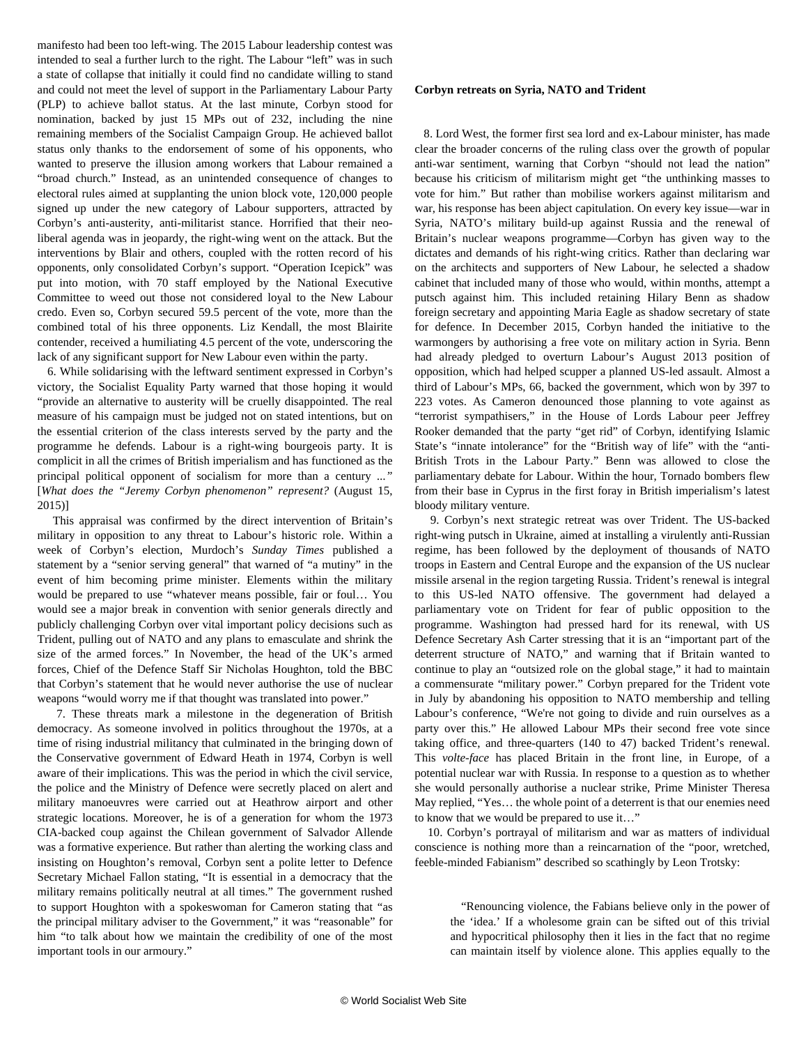manifesto had been too left-wing. The 2015 Labour leadership contest was intended to seal a further lurch to the right. The Labour "left" was in such a state of collapse that initially it could find no candidate willing to stand and could not meet the level of support in the Parliamentary Labour Party (PLP) to achieve ballot status. At the last minute, Corbyn stood for nomination, backed by just 15 MPs out of 232, including the nine remaining members of the Socialist Campaign Group. He achieved ballot status only thanks to the endorsement of some of his opponents, who wanted to preserve the illusion among workers that Labour remained a "broad church." Instead, as an unintended consequence of changes to electoral rules aimed at supplanting the union block vote, 120,000 people signed up under the new category of Labour supporters, attracted by Corbyn's anti-austerity, anti-militarist stance. Horrified that their neo-liberal agenda was in jeopardy, the right-wing went on the attack. But the interventions by Blair and others, coupled with the rotten record of his opponents, only consolidated Corbyn's support. "Operation Icepick" was put into motion, with 70 staff employed by the National Executive Committee to weed out those not considered loyal to the New Labour credo. Even so, Corbyn secured 59.5 percent of the vote, more than the combined total of his three opponents. Liz Kendall, the most Blairite contender, received a humiliating 4.5 percent of the vote, underscoring the lack of any significant support for New Labour even within the party.

6. While solidarising with the leftward sentiment expressed in Corbyn's victory, the Socialist Equality Party warned that those hoping it would "provide an alternative to austerity will be cruelly disappointed. The real measure of his campaign must be judged not on stated intentions, but on the essential criterion of the class interests served by the party and the programme he defends. Labour is a right-wing bourgeois party. It is complicit in all the crimes of British imperialism and has functioned as the principal political opponent of socialism for more than a century ..." [*What does the "Jeremy Corbyn phenomenon" represent?* (August 15, 2015)]

This appraisal was confirmed by the direct intervention of Britain's military in opposition to any threat to Labour's historic role. Within a week of Corbyn's election, Murdoch's *Sunday Times* published a statement by a "senior serving general" that warned of "a mutiny" in the event of him becoming prime minister. Elements within the military would be prepared to use "whatever means possible, fair or foul… You would see a major break in convention with senior generals directly and publicly challenging Corbyn over vital important policy decisions such as Trident, pulling out of NATO and any plans to emasculate and shrink the size of the armed forces." In November, the head of the UK's armed forces, Chief of the Defence Staff Sir Nicholas Houghton, told the BBC that Corbyn's statement that he would never authorise the use of nuclear weapons "would worry me if that thought was translated into power."

7. These threats mark a milestone in the degeneration of British democracy. As someone involved in politics throughout the 1970s, at a time of rising industrial militancy that culminated in the bringing down of the Conservative government of Edward Heath in 1974, Corbyn is well aware of their implications. This was the period in which the civil service, the police and the Ministry of Defence were secretly placed on alert and military manoeuvres were carried out at Heathrow airport and other strategic locations. Moreover, he is of a generation for whom the 1973 CIA-backed coup against the Chilean government of Salvador Allende was a formative experience. But rather than alerting the working class and insisting on Houghton's removal, Corbyn sent a polite letter to Defence Secretary Michael Fallon stating, "It is essential in a democracy that the military remains politically neutral at all times." The government rushed to support Houghton with a spokeswoman for Cameron stating that "as the principal military adviser to the Government," it was "reasonable" for him "to talk about how we maintain the credibility of one of the most important tools in our armoury."

**Corbyn retreats on Syria, NATO and Trident**

8. Lord West, the former first sea lord and ex-Labour minister, has made clear the broader concerns of the ruling class over the growth of popular anti-war sentiment, warning that Corbyn "should not lead the nation" because his criticism of militarism might get "the unthinking masses to vote for him." But rather than mobilise workers against militarism and war, his response has been abject capitulation. On every key issue—war in Syria, NATO's military build-up against Russia and the renewal of Britain's nuclear weapons programme—Corbyn has given way to the dictates and demands of his right-wing critics. Rather than declaring war on the architects and supporters of New Labour, he selected a shadow cabinet that included many of those who would, within months, attempt a putsch against him. This included retaining Hilary Benn as shadow foreign secretary and appointing Maria Eagle as shadow secretary of state for defence. In December 2015, Corbyn handed the initiative to the warmongers by authorising a free vote on military action in Syria. Benn had already pledged to overturn Labour's August 2013 position of opposition, which had helped scupper a planned US-led assault. Almost a third of Labour's MPs, 66, backed the government, which won by 397 to 223 votes. As Cameron denounced those planning to vote against as "terrorist sympathisers," in the House of Lords Labour peer Jeffrey Rooker demanded that the party "get rid" of Corbyn, identifying Islamic State's "innate intolerance" for the "British way of life" with the "anti-British Trots in the Labour Party." Benn was allowed to close the parliamentary debate for Labour. Within the hour, Tornado bombers flew from their base in Cyprus in the first foray in British imperialism's latest bloody military venture.

9. Corbyn's next strategic retreat was over Trident. The US-backed right-wing putsch in Ukraine, aimed at installing a virulently anti-Russian regime, has been followed by the deployment of thousands of NATO troops in Eastern and Central Europe and the expansion of the US nuclear missile arsenal in the region targeting Russia. Trident's renewal is integral to this US-led NATO offensive. The government had delayed a parliamentary vote on Trident for fear of public opposition to the programme. Washington had pressed hard for its renewal, with US Defence Secretary Ash Carter stressing that it is an "important part of the deterrent structure of NATO," and warning that if Britain wanted to continue to play an "outsized role on the global stage," it had to maintain a commensurate "military power." Corbyn prepared for the Trident vote in July by abandoning his opposition to NATO membership and telling Labour's conference, "We're not going to divide and ruin ourselves as a party over this." He allowed Labour MPs their second free vote since taking office, and three-quarters (140 to 47) backed Trident's renewal. This *volte-face* has placed Britain in the front line, in Europe, of a potential nuclear war with Russia. In response to a question as to whether she would personally authorise a nuclear strike, Prime Minister Theresa May replied, "Yes… the whole point of a deterrent is that our enemies need to know that we would be prepared to use it…"

10. Corbyn's portrayal of militarism and war as matters of individual conscience is nothing more than a reincarnation of the "poor, wretched, feeble-minded Fabianism" described so scathingly by Leon Trotsky:

> "Renouncing violence, the Fabians believe only in the power of the 'idea.' If a wholesome grain can be sifted out of this trivial and hypocritical philosophy then it lies in the fact that no regime can maintain itself by violence alone. This applies equally to the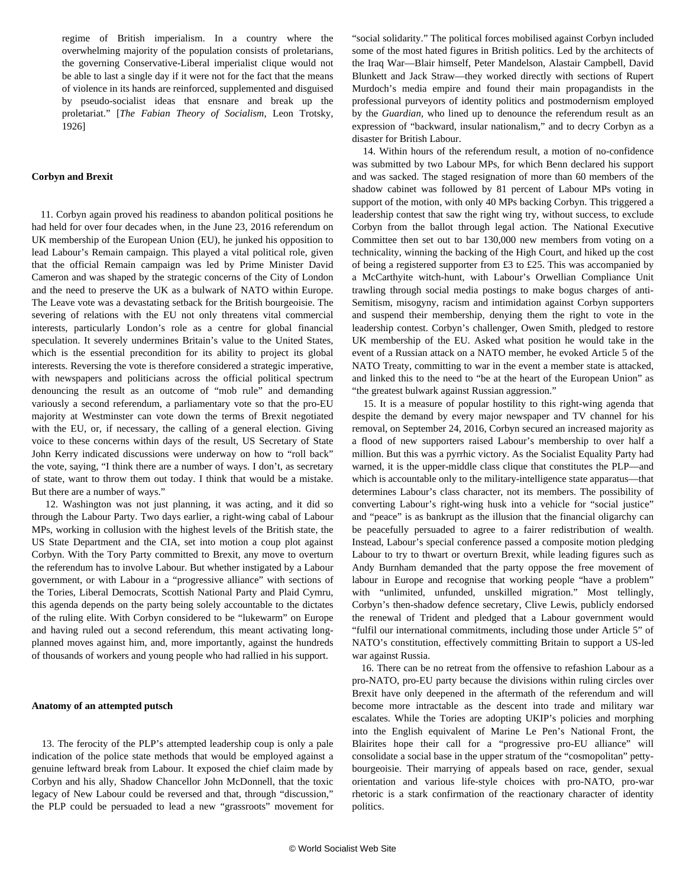regime of British imperialism. In a country where the overwhelming majority of the population consists of proletarians, the governing Conservative-Liberal imperialist clique would not be able to last a single day if it were not for the fact that the means of violence in its hands are reinforced, supplemented and disguised by pseudo-socialist ideas that ensnare and break up the proletariat." [*The Fabian Theory of Socialism*, Leon Trotsky, 1926]

**Corbyn and Brexit**

11. Corbyn again proved his readiness to abandon political positions he had held for over four decades when, in the June 23, 2016 referendum on UK membership of the European Union (EU), he junked his opposition to lead Labour's Remain campaign. This played a vital political role, given that the official Remain campaign was led by Prime Minister David Cameron and was shaped by the strategic concerns of the City of London and the need to preserve the UK as a bulwark of NATO within Europe. The Leave vote was a devastating setback for the British bourgeoisie. The severing of relations with the EU not only threatens vital commercial interests, particularly London's role as a centre for global financial speculation. It severely undermines Britain's value to the United States, which is the essential precondition for its ability to project its global interests. Reversing the vote is therefore considered a strategic imperative, with newspapers and politicians across the official political spectrum denouncing the result as an outcome of "mob rule" and demanding variously a second referendum, a parliamentary vote so that the pro-EU majority at Westminster can vote down the terms of Brexit negotiated with the EU, or, if necessary, the calling of a general election. Giving voice to these concerns within days of the result, US Secretary of State John Kerry indicated discussions were underway on how to "roll back" the vote, saying, "I think there are a number of ways. I don't, as secretary of state, want to throw them out today. I think that would be a mistake. But there are a number of ways."

12. Washington was not just planning, it was acting, and it did so through the Labour Party. Two days earlier, a right-wing cabal of Labour MPs, working in collusion with the highest levels of the British state, the US State Department and the CIA, set into motion a coup plot against Corbyn. With the Tory Party committed to Brexit, any move to overturn the referendum has to involve Labour. But whether instigated by a Labour government, or with Labour in a "progressive alliance" with sections of the Tories, Liberal Democrats, Scottish National Party and Plaid Cymru, this agenda depends on the party being solely accountable to the dictates of the ruling elite. With Corbyn considered to be "lukewarm" on Europe and having ruled out a second referendum, this meant activating long-planned moves against him, and, more importantly, against the hundreds of thousands of workers and young people who had rallied in his support.

**Anatomy of an attempted putsch**

13. The ferocity of the PLP's attempted leadership coup is only a pale indication of the police state methods that would be employed against a genuine leftward break from Labour. It exposed the chief claim made by Corbyn and his ally, Shadow Chancellor John McDonnell, that the toxic legacy of New Labour could be reversed and that, through "discussion," the PLP could be persuaded to lead a new "grassroots" movement for "social solidarity." The political forces mobilised against Corbyn included some of the most hated figures in British politics. Led by the architects of the Iraq War—Blair himself, Peter Mandelson, Alastair Campbell, David Blunkett and Jack Straw—they worked directly with sections of Rupert Murdoch's media empire and found their main propagandists in the professional purveyors of identity politics and postmodernism employed by the *Guardian*, who lined up to denounce the referendum result as an expression of "backward, insular nationalism," and to decry Corbyn as a disaster for British Labour.

14. Within hours of the referendum result, a motion of no-confidence was submitted by two Labour MPs, for which Benn declared his support and was sacked. The staged resignation of more than 60 members of the shadow cabinet was followed by 81 percent of Labour MPs voting in support of the motion, with only 40 MPs backing Corbyn. This triggered a leadership contest that saw the right wing try, without success, to exclude Corbyn from the ballot through legal action. The National Executive Committee then set out to bar 130,000 new members from voting on a technicality, winning the backing of the High Court, and hiked up the cost of being a registered supporter from £3 to £25. This was accompanied by a McCarthyite witch-hunt, with Labour's Orwellian Compliance Unit trawling through social media postings to make bogus charges of anti-Semitism, misogyny, racism and intimidation against Corbyn supporters and suspend their membership, denying them the right to vote in the leadership contest. Corbyn's challenger, Owen Smith, pledged to restore UK membership of the EU. Asked what position he would take in the event of a Russian attack on a NATO member, he evoked Article 5 of the NATO Treaty, committing to war in the event a member state is attacked, and linked this to the need to "be at the heart of the European Union" as "the greatest bulwark against Russian aggression."

15. It is a measure of popular hostility to this right-wing agenda that despite the demand by every major newspaper and TV channel for his removal, on September 24, 2016, Corbyn secured an increased majority as a flood of new supporters raised Labour's membership to over half a million. But this was a pyrrhic victory. As the Socialist Equality Party had warned, it is the upper-middle class clique that constitutes the PLP—and which is accountable only to the military-intelligence state apparatus—that determines Labour's class character, not its members. The possibility of converting Labour's right-wing husk into a vehicle for "social justice" and "peace" is as bankrupt as the illusion that the financial oligarchy can be peacefully persuaded to agree to a fairer redistribution of wealth. Instead, Labour's special conference passed a composite motion pledging Labour to try to thwart or overturn Brexit, while leading figures such as Andy Burnham demanded that the party oppose the free movement of labour in Europe and recognise that working people "have a problem" with "unlimited, unfunded, unskilled migration." Most tellingly, Corbyn's then-shadow defence secretary, Clive Lewis, publicly endorsed the renewal of Trident and pledged that a Labour government would "fulfil our international commitments, including those under Article 5" of NATO's constitution, effectively committing Britain to support a US-led war against Russia.

16. There can be no retreat from the offensive to refashion Labour as a pro-NATO, pro-EU party because the divisions within ruling circles over Brexit have only deepened in the aftermath of the referendum and will become more intractable as the descent into trade and military war escalates. While the Tories are adopting UKIP's policies and morphing into the English equivalent of Marine Le Pen's National Front, the Blairites hope their call for a "progressive pro-EU alliance" will consolidate a social base in the upper stratum of the "cosmopolitan" petty-bourgeoisie. Their marrying of appeals based on race, gender, sexual orientation and various life-style choices with pro-NATO, pro-war rhetoric is a stark confirmation of the reactionary character of identity politics.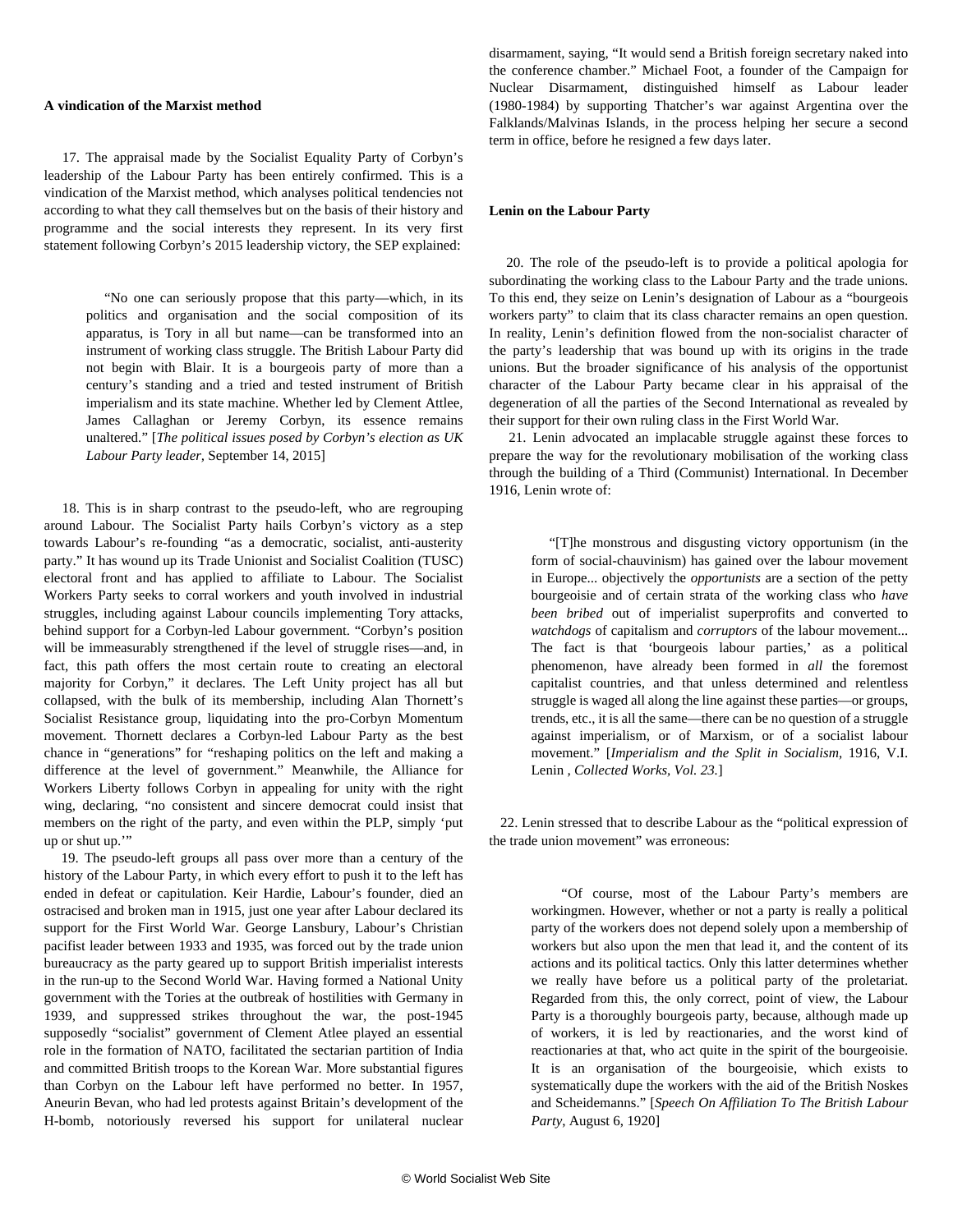### A vindication of the Marxist method

17. The appraisal made by the Socialist Equality Party of Corbyn's leadership of the Labour Party has been entirely confirmed. This is a vindication of the Marxist method, which analyses political tendencies not according to what they call themselves but on the basis of their history and programme and the social interests they represent. In its very first statement following Corbyn's 2015 leadership victory, the SEP explained:

> "No one can seriously propose that this party—which, in its politics and organisation and the social composition of its apparatus, is Tory in all but name—can be transformed into an instrument of working class struggle. The British Labour Party did not begin with Blair. It is a bourgeois party of more than a century's standing and a tried and tested instrument of British imperialism and its state machine. Whether led by Clement Attlee, James Callaghan or Jeremy Corbyn, its essence remains unaltered." [*The political issues posed by Corbyn's election as UK Labour Party leader*, September 14, 2015]

18. This is in sharp contrast to the pseudo-left, who are regrouping around Labour. The Socialist Party hails Corbyn's victory as a step towards Labour's re-founding "as a democratic, socialist, anti-austerity party." It has wound up its Trade Unionist and Socialist Coalition (TUSC) electoral front and has applied to affiliate to Labour. The Socialist Workers Party seeks to corral workers and youth involved in industrial struggles, including against Labour councils implementing Tory attacks, behind support for a Corbyn-led Labour government. "Corbyn's position will be immeasurably strengthened if the level of struggle rises—and, in fact, this path offers the most certain route to creating an electoral majority for Corbyn," it declares. The Left Unity project has all but collapsed, with the bulk of its membership, including Alan Thornett's Socialist Resistance group, liquidating into the pro-Corbyn Momentum movement. Thornett declares a Corbyn-led Labour Party as the best chance in "generations" for "reshaping politics on the left and making a difference at the level of government." Meanwhile, the Alliance for Workers Liberty follows Corbyn in appealing for unity with the right wing, declaring, "no consistent and sincere democrat could insist that members on the right of the party, and even within the PLP, simply 'put up or shut up.'"

19. The pseudo-left groups all pass over more than a century of the history of the Labour Party, in which every effort to push it to the left has ended in defeat or capitulation. Keir Hardie, Labour's founder, died an ostracised and broken man in 1915, just one year after Labour declared its support for the First World War. George Lansbury, Labour's Christian pacifist leader between 1933 and 1935, was forced out by the trade union bureaucracy as the party geared up to support British imperialist interests in the run-up to the Second World War. Having formed a National Unity government with the Tories at the outbreak of hostilities with Germany in 1939, and suppressed strikes throughout the war, the post-1945 supposedly "socialist" government of Clement Atlee played an essential role in the formation of NATO, facilitated the sectarian partition of India and committed British troops to the Korean War. More substantial figures than Corbyn on the Labour left have performed no better. In 1957, Aneurin Bevan, who had led protests against Britain's development of the H-bomb, notoriously reversed his support for unilateral nuclear disarmament, saying, "It would send a British foreign secretary naked into the conference chamber." Michael Foot, a founder of the Campaign for Nuclear Disarmament, distinguished himself as Labour leader (1980-1984) by supporting Thatcher's war against Argentina over the Falklands/Malvinas Islands, in the process helping her secure a second term in office, before he resigned a few days later.

### Lenin on the Labour Party

20. The role of the pseudo-left is to provide a political apologia for subordinating the working class to the Labour Party and the trade unions. To this end, they seize on Lenin's designation of Labour as a "bourgeois workers party" to claim that its class character remains an open question. In reality, Lenin's definition flowed from the non-socialist character of the party's leadership that was bound up with its origins in the trade unions. But the broader significance of his analysis of the opportunist character of the Labour Party became clear in his appraisal of the degeneration of all the parties of the Second International as revealed by their support for their own ruling class in the First World War.

21. Lenin advocated an implacable struggle against these forces to prepare the way for the revolutionary mobilisation of the working class through the building of a Third (Communist) International. In December 1916, Lenin wrote of:

> "[T]he monstrous and disgusting victory opportunism (in the form of social-chauvinism) has gained over the labour movement in Europe... objectively the *opportunists* are a section of the petty bourgeoisie and of certain strata of the working class who *have been bribed* out of imperialist superprofits and converted to *watchdogs* of capitalism and *corruptors* of the labour movement... The fact is that 'bourgeois labour parties,' as a political phenomenon, have already been formed in *all* the foremost capitalist countries, and that unless determined and relentless struggle is waged all along the line against these parties—or groups, trends, etc., it is all the same—there can be no question of a struggle against imperialism, or of Marxism, or of a socialist labour movement." [*Imperialism and the Split in Socialism,* 1916, V.I. Lenin *, Collected Works, Vol. 23.*]

22. Lenin stressed that to describe Labour as the "political expression of the trade union movement" was erroneous:

> "Of course, most of the Labour Party's members are workingmen. However, whether or not a party is really a political party of the workers does not depend solely upon a membership of workers but also upon the men that lead it, and the content of its actions and its political tactics. Only this latter determines whether we really have before us a political party of the proletariat. Regarded from this, the only correct, point of view, the Labour Party is a thoroughly bourgeois party, because, although made up of workers, it is led by reactionaries, and the worst kind of reactionaries at that, who act quite in the spirit of the bourgeoisie. It is an organisation of the bourgeoisie, which exists to systematically dupe the workers with the aid of the British Noskes and Scheidemanns." [*Speech On Affiliation To The British Labour Party,* August 6, 1920]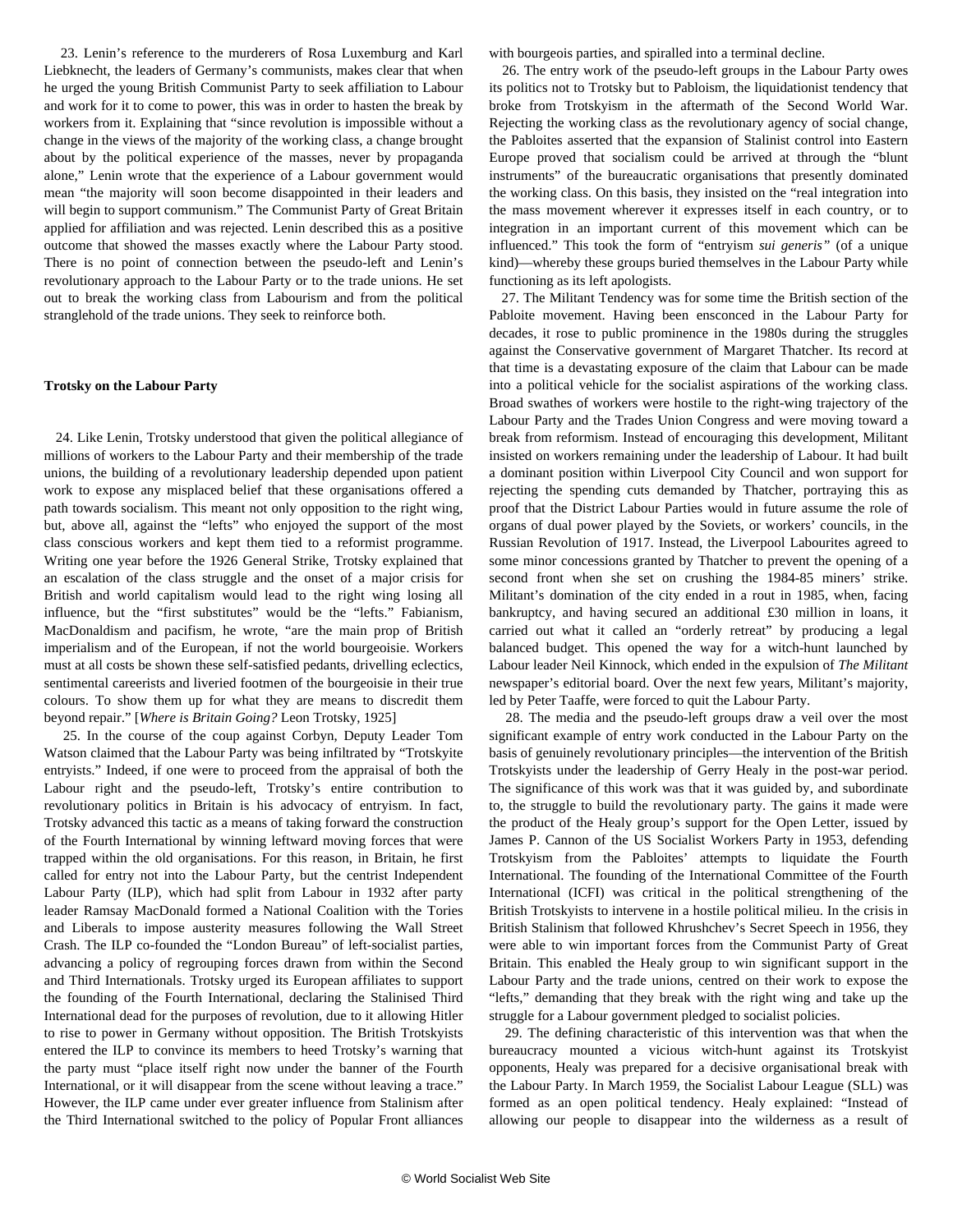23. Lenin's reference to the murderers of Rosa Luxemburg and Karl Liebknecht, the leaders of Germany's communists, makes clear that when he urged the young British Communist Party to seek affiliation to Labour and work for it to come to power, this was in order to hasten the break by workers from it. Explaining that "since revolution is impossible without a change in the views of the majority of the working class, a change brought about by the political experience of the masses, never by propaganda alone," Lenin wrote that the experience of a Labour government would mean "the majority will soon become disappointed in their leaders and will begin to support communism." The Communist Party of Great Britain applied for affiliation and was rejected. Lenin described this as a positive outcome that showed the masses exactly where the Labour Party stood. There is no point of connection between the pseudo-left and Lenin's revolutionary approach to the Labour Party or to the trade unions. He set out to break the working class from Labourism and from the political stranglehold of the trade unions. They seek to reinforce both.

**Trotsky on the Labour Party**

24. Like Lenin, Trotsky understood that given the political allegiance of millions of workers to the Labour Party and their membership of the trade unions, the building of a revolutionary leadership depended upon patient work to expose any misplaced belief that these organisations offered a path towards socialism. This meant not only opposition to the right wing, but, above all, against the "lefts" who enjoyed the support of the most class conscious workers and kept them tied to a reformist programme. Writing one year before the 1926 General Strike, Trotsky explained that an escalation of the class struggle and the onset of a major crisis for British and world capitalism would lead to the right wing losing all influence, but the "first substitutes" would be the "lefts." Fabianism, MacDonaldism and pacifism, he wrote, "are the main prop of British imperialism and of the European, if not the world bourgeoisie. Workers must at all costs be shown these self-satisfied pedants, drivelling eclectics, sentimental careerists and liveried footmen of the bourgeoisie in their true colours. To show them up for what they are means to discredit them beyond repair." [*Where is Britain Going?* Leon Trotsky, 1925]

25. In the course of the coup against Corbyn, Deputy Leader Tom Watson claimed that the Labour Party was being infiltrated by "Trotskyite entryists." Indeed, if one were to proceed from the appraisal of both the Labour right and the pseudo-left, Trotsky's entire contribution to revolutionary politics in Britain is his advocacy of entryism. In fact, Trotsky advanced this tactic as a means of taking forward the construction of the Fourth International by winning leftward moving forces that were trapped within the old organisations. For this reason, in Britain, he first called for entry not into the Labour Party, but the centrist Independent Labour Party (ILP), which had split from Labour in 1932 after party leader Ramsay MacDonald formed a National Coalition with the Tories and Liberals to impose austerity measures following the Wall Street Crash. The ILP co-founded the "London Bureau" of left-socialist parties, advancing a policy of regrouping forces drawn from within the Second and Third Internationals. Trotsky urged its European affiliates to support the founding of the Fourth International, declaring the Stalinised Third International dead for the purposes of revolution, due to it allowing Hitler to rise to power in Germany without opposition. The British Trotskyists entered the ILP to convince its members to heed Trotsky's warning that the party must "place itself right now under the banner of the Fourth International, or it will disappear from the scene without leaving a trace." However, the ILP came under ever greater influence from Stalinism after the Third International switched to the policy of Popular Front alliances with bourgeois parties, and spiralled into a terminal decline.

26. The entry work of the pseudo-left groups in the Labour Party owes its politics not to Trotsky but to Pabloism, the liquidationist tendency that broke from Trotskyism in the aftermath of the Second World War. Rejecting the working class as the revolutionary agency of social change, the Pabloites asserted that the expansion of Stalinist control into Eastern Europe proved that socialism could be arrived at through the "blunt instruments" of the bureaucratic organisations that presently dominated the working class. On this basis, they insisted on the "real integration into the mass movement wherever it expresses itself in each country, or to integration in an important current of this movement which can be influenced." This took the form of "entryism *sui generis"* (of a unique kind)—whereby these groups buried themselves in the Labour Party while functioning as its left apologists.

27. The Militant Tendency was for some time the British section of the Pabloite movement. Having been ensconced in the Labour Party for decades, it rose to public prominence in the 1980s during the struggles against the Conservative government of Margaret Thatcher. Its record at that time is a devastating exposure of the claim that Labour can be made into a political vehicle for the socialist aspirations of the working class. Broad swathes of workers were hostile to the right-wing trajectory of the Labour Party and the Trades Union Congress and were moving toward a break from reformism. Instead of encouraging this development, Militant insisted on workers remaining under the leadership of Labour. It had built a dominant position within Liverpool City Council and won support for rejecting the spending cuts demanded by Thatcher, portraying this as proof that the District Labour Parties would in future assume the role of organs of dual power played by the Soviets, or workers' councils, in the Russian Revolution of 1917. Instead, the Liverpool Labourites agreed to some minor concessions granted by Thatcher to prevent the opening of a second front when she set on crushing the 1984-85 miners' strike. Militant's domination of the city ended in a rout in 1985, when, facing bankruptcy, and having secured an additional £30 million in loans, it carried out what it called an "orderly retreat" by producing a legal balanced budget. This opened the way for a witch-hunt launched by Labour leader Neil Kinnock, which ended in the expulsion of *The Militant* newspaper's editorial board. Over the next few years, Militant's majority, led by Peter Taaffe, were forced to quit the Labour Party.

28. The media and the pseudo-left groups draw a veil over the most significant example of entry work conducted in the Labour Party on the basis of genuinely revolutionary principles—the intervention of the British Trotskyists under the leadership of Gerry Healy in the post-war period. The significance of this work was that it was guided by, and subordinate to, the struggle to build the revolutionary party. The gains it made were the product of the Healy group's support for the Open Letter, issued by James P. Cannon of the US Socialist Workers Party in 1953, defending Trotskyism from the Pabloites' attempts to liquidate the Fourth International. The founding of the International Committee of the Fourth International (ICFI) was critical in the political strengthening of the British Trotskyists to intervene in a hostile political milieu. In the crisis in British Stalinism that followed Khrushchev's Secret Speech in 1956, they were able to win important forces from the Communist Party of Great Britain. This enabled the Healy group to win significant support in the Labour Party and the trade unions, centred on their work to expose the "lefts," demanding that they break with the right wing and take up the struggle for a Labour government pledged to socialist policies.

29. The defining characteristic of this intervention was that when the bureaucracy mounted a vicious witch-hunt against its Trotskyist opponents, Healy was prepared for a decisive organisational break with the Labour Party. In March 1959, the Socialist Labour League (SLL) was formed as an open political tendency. Healy explained: "Instead of allowing our people to disappear into the wilderness as a result of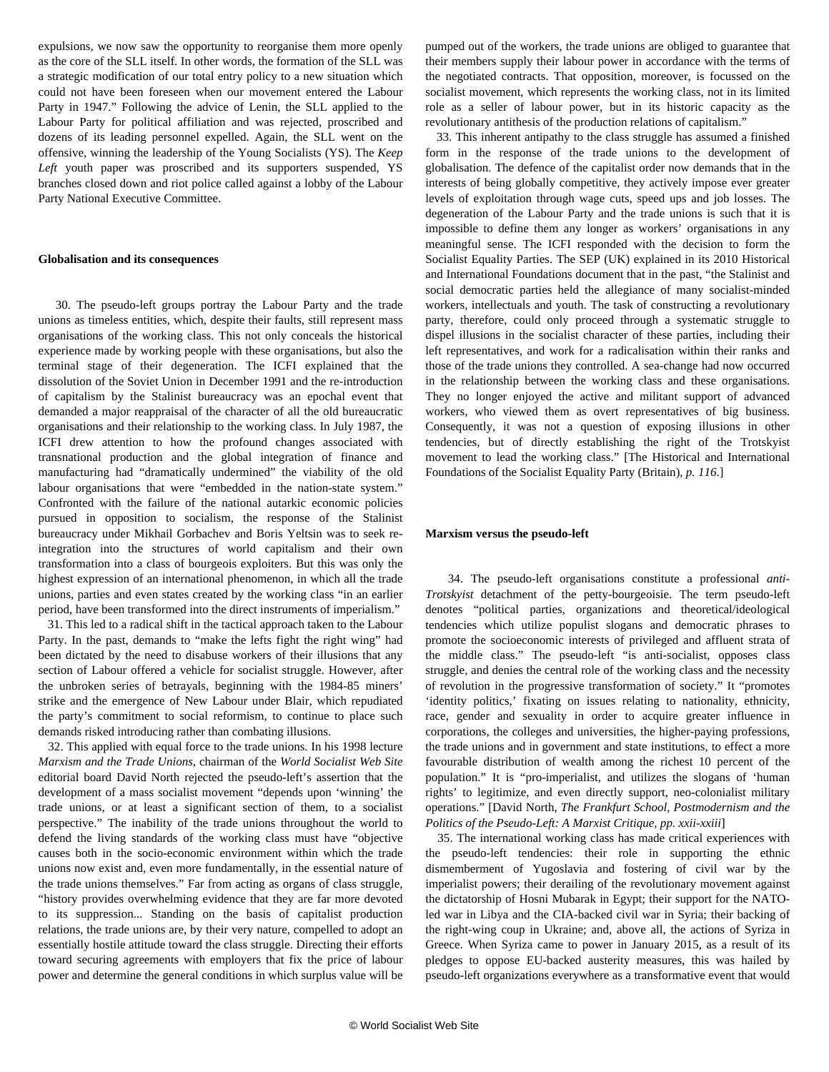expulsions, we now saw the opportunity to reorganise them more openly as the core of the SLL itself. In other words, the formation of the SLL was a strategic modification of our total entry policy to a new situation which could not have been foreseen when our movement entered the Labour Party in 1947." Following the advice of Lenin, the SLL applied to the Labour Party for political affiliation and was rejected, proscribed and dozens of its leading personnel expelled. Again, the SLL went on the offensive, winning the leadership of the Young Socialists (YS). The *Keep Left* youth paper was proscribed and its supporters suspended, YS branches closed down and riot police called against a lobby of the Labour Party National Executive Committee.

**Globalisation and its consequences**

30. The pseudo-left groups portray the Labour Party and the trade unions as timeless entities, which, despite their faults, still represent mass organisations of the working class. This not only conceals the historical experience made by working people with these organisations, but also the terminal stage of their degeneration. The ICFI explained that the dissolution of the Soviet Union in December 1991 and the re-introduction of capitalism by the Stalinist bureaucracy was an epochal event that demanded a major reappraisal of the character of all the old bureaucratic organisations and their relationship to the working class. In July 1987, the ICFI drew attention to how the profound changes associated with transnational production and the global integration of finance and manufacturing had "dramatically undermined" the viability of the old labour organisations that were "embedded in the nation-state system." Confronted with the failure of the national autarkic economic policies pursued in opposition to socialism, the response of the Stalinist bureaucracy under Mikhail Gorbachev and Boris Yeltsin was to seek re-integration into the structures of world capitalism and their own transformation into a class of bourgeois exploiters. But this was only the highest expression of an international phenomenon, in which all the trade unions, parties and even states created by the working class "in an earlier period, have been transformed into the direct instruments of imperialism."

31. This led to a radical shift in the tactical approach taken to the Labour Party. In the past, demands to "make the lefts fight the right wing" had been dictated by the need to disabuse workers of their illusions that any section of Labour offered a vehicle for socialist struggle. However, after the unbroken series of betrayals, beginning with the 1984-85 miners' strike and the emergence of New Labour under Blair, which repudiated the party's commitment to social reformism, to continue to place such demands risked introducing rather than combating illusions.

32. This applied with equal force to the trade unions. In his 1998 lecture *Marxism and the Trade Unions*, chairman of the *World Socialist Web Site* editorial board David North rejected the pseudo-left's assertion that the development of a mass socialist movement "depends upon 'winning' the trade unions, or at least a significant section of them, to a socialist perspective." The inability of the trade unions throughout the world to defend the living standards of the working class must have "objective causes both in the socio-economic environment within which the trade unions now exist and, even more fundamentally, in the essential nature of the trade unions themselves." Far from acting as organs of class struggle, "history provides overwhelming evidence that they are far more devoted to its suppression... Standing on the basis of capitalist production relations, the trade unions are, by their very nature, compelled to adopt an essentially hostile attitude toward the class struggle. Directing their efforts toward securing agreements with employers that fix the price of labour power and determine the general conditions in which surplus value will be pumped out of the workers, the trade unions are obliged to guarantee that their members supply their labour power in accordance with the terms of the negotiated contracts. That opposition, moreover, is focussed on the socialist movement, which represents the working class, not in its limited role as a seller of labour power, but in its historic capacity as the revolutionary antithesis of the production relations of capitalism."

33. This inherent antipathy to the class struggle has assumed a finished form in the response of the trade unions to the development of globalisation. The defence of the capitalist order now demands that in the interests of being globally competitive, they actively impose ever greater levels of exploitation through wage cuts, speed ups and job losses. The degeneration of the Labour Party and the trade unions is such that it is impossible to define them any longer as workers' organisations in any meaningful sense. The ICFI responded with the decision to form the Socialist Equality Parties. The SEP (UK) explained in its 2010 Historical and International Foundations document that in the past, "the Stalinist and social democratic parties held the allegiance of many socialist-minded workers, intellectuals and youth. The task of constructing a revolutionary party, therefore, could only proceed through a systematic struggle to dispel illusions in the socialist character of these parties, including their left representatives, and work for a radicalisation within their ranks and those of the trade unions they controlled. A sea-change had now occurred in the relationship between the working class and these organisations. They no longer enjoyed the active and militant support of advanced workers, who viewed them as overt representatives of big business. Consequently, it was not a question of exposing illusions in other tendencies, but of directly establishing the right of the Trotskyist movement to lead the working class." [The Historical and International Foundations of the Socialist Equality Party (Britain), *p. 116*.]

**Marxism versus the pseudo-left**

34. The pseudo-left organisations constitute a professional *anti-Trotskyist* detachment of the petty-bourgeoisie. The term pseudo-left denotes "political parties, organizations and theoretical/ideological tendencies which utilize populist slogans and democratic phrases to promote the socioeconomic interests of privileged and affluent strata of the middle class." The pseudo-left "is anti-socialist, opposes class struggle, and denies the central role of the working class and the necessity of revolution in the progressive transformation of society." It "promotes 'identity politics,' fixating on issues relating to nationality, ethnicity, race, gender and sexuality in order to acquire greater influence in corporations, the colleges and universities, the higher-paying professions, the trade unions and in government and state institutions, to effect a more favourable distribution of wealth among the richest 10 percent of the population." It is "pro-imperialist, and utilizes the slogans of 'human rights' to legitimize, and even directly support, neo-colonialist military operations." [David North, *The Frankfurt School, Postmodernism and the Politics of the Pseudo-Left: A Marxist Critique, pp. xxii-xxiii*]

35. The international working class has made critical experiences with the pseudo-left tendencies: their role in supporting the ethnic dismemberment of Yugoslavia and fostering of civil war by the imperialist powers; their derailing of the revolutionary movement against the dictatorship of Hosni Mubarak in Egypt; their support for the NATO-led war in Libya and the CIA-backed civil war in Syria; their backing of the right-wing coup in Ukraine; and, above all, the actions of Syriza in Greece. When Syriza came to power in January 2015, as a result of its pledges to oppose EU-backed austerity measures, this was hailed by pseudo-left organizations everywhere as a transformative event that would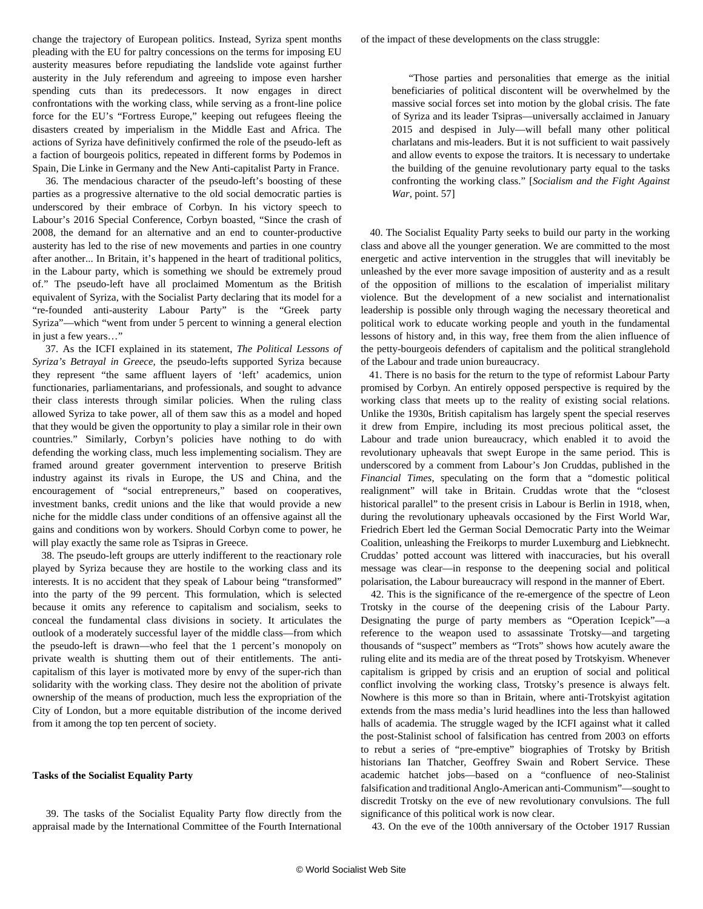change the trajectory of European politics. Instead, Syriza spent months pleading with the EU for paltry concessions on the terms for imposing EU austerity measures before repudiating the landslide vote against further austerity in the July referendum and agreeing to impose even harsher spending cuts than its predecessors. It now engages in direct confrontations with the working class, while serving as a front-line police force for the EU's "Fortress Europe," keeping out refugees fleeing the disasters created by imperialism in the Middle East and Africa. The actions of Syriza have definitively confirmed the role of the pseudo-left as a faction of bourgeois politics, repeated in different forms by Podemos in Spain, Die Linke in Germany and the New Anti-capitalist Party in France.

36. The mendacious character of the pseudo-left's boosting of these parties as a progressive alternative to the old social democratic parties is underscored by their embrace of Corbyn. In his victory speech to Labour's 2016 Special Conference, Corbyn boasted, "Since the crash of 2008, the demand for an alternative and an end to counter-productive austerity has led to the rise of new movements and parties in one country after another... In Britain, it's happened in the heart of traditional politics, in the Labour party, which is something we should be extremely proud of." The pseudo-left have all proclaimed Momentum as the British equivalent of Syriza, with the Socialist Party declaring that its model for a "re-founded anti-austerity Labour Party" is the "Greek party Syriza"—which "went from under 5 percent to winning a general election in just a few years…"

37. As the ICFI explained in its statement, *The Political Lessons of Syriza's Betrayal in Greece*, the pseudo-lefts supported Syriza because they represent "the same affluent layers of 'left' academics, union functionaries, parliamentarians, and professionals, and sought to advance their class interests through similar policies. When the ruling class allowed Syriza to take power, all of them saw this as a model and hoped that they would be given the opportunity to play a similar role in their own countries." Similarly, Corbyn's policies have nothing to do with defending the working class, much less implementing socialism. They are framed around greater government intervention to preserve British industry against its rivals in Europe, the US and China, and the encouragement of "social entrepreneurs," based on cooperatives, investment banks, credit unions and the like that would provide a new niche for the middle class under conditions of an offensive against all the gains and conditions won by workers. Should Corbyn come to power, he will play exactly the same role as Tsipras in Greece.

38. The pseudo-left groups are utterly indifferent to the reactionary role played by Syriza because they are hostile to the working class and its interests. It is no accident that they speak of Labour being "transformed" into the party of the 99 percent. This formulation, which is selected because it omits any reference to capitalism and socialism, seeks to conceal the fundamental class divisions in society. It articulates the outlook of a moderately successful layer of the middle class—from which the pseudo-left is drawn—who feel that the 1 percent's monopoly on private wealth is shutting them out of their entitlements. The anti-capitalism of this layer is motivated more by envy of the super-rich than solidarity with the working class. They desire not the abolition of private ownership of the means of production, much less the expropriation of the City of London, but a more equitable distribution of the income derived from it among the top ten percent of society.

**Tasks of the Socialist Equality Party**

39. The tasks of the Socialist Equality Party flow directly from the appraisal made by the International Committee of the Fourth International of the impact of these developments on the class struggle:

> "Those parties and personalities that emerge as the initial beneficiaries of political discontent will be overwhelmed by the massive social forces set into motion by the global crisis. The fate of Syriza and its leader Tsipras—universally acclaimed in January 2015 and despised in July—will befall many other political charlatans and mis-leaders. But it is not sufficient to wait passively and allow events to expose the traitors. It is necessary to undertake the building of the genuine revolutionary party equal to the tasks confronting the working class." [*Socialism and the Fight Against War*, point. 57]

40. The Socialist Equality Party seeks to build our party in the working class and above all the younger generation. We are committed to the most energetic and active intervention in the struggles that will inevitably be unleashed by the ever more savage imposition of austerity and as a result of the opposition of millions to the escalation of imperialist military violence. But the development of a new socialist and internationalist leadership is possible only through waging the necessary theoretical and political work to educate working people and youth in the fundamental lessons of history and, in this way, free them from the alien influence of the petty-bourgeois defenders of capitalism and the political stranglehold of the Labour and trade union bureaucracy.

41. There is no basis for the return to the type of reformist Labour Party promised by Corbyn. An entirely opposed perspective is required by the working class that meets up to the reality of existing social relations. Unlike the 1930s, British capitalism has largely spent the special reserves it drew from Empire, including its most precious political asset, the Labour and trade union bureaucracy, which enabled it to avoid the revolutionary upheavals that swept Europe in the same period. This is underscored by a comment from Labour's Jon Cruddas, published in the *Financial Times*, speculating on the form that a "domestic political realignment" will take in Britain. Cruddas wrote that the "closest historical parallel" to the present crisis in Labour is Berlin in 1918, when, during the revolutionary upheavals occasioned by the First World War, Friedrich Ebert led the German Social Democratic Party into the Weimar Coalition, unleashing the Freikorps to murder Luxemburg and Liebknecht. Cruddas' potted account was littered with inaccuracies, but his overall message was clear—in response to the deepening social and political polarisation, the Labour bureaucracy will respond in the manner of Ebert.

42. This is the significance of the re-emergence of the spectre of Leon Trotsky in the course of the deepening crisis of the Labour Party. Designating the purge of party members as "Operation Icepick"—a reference to the weapon used to assassinate Trotsky—and targeting thousands of "suspect" members as "Trots" shows how acutely aware the ruling elite and its media are of the threat posed by Trotskyism. Whenever capitalism is gripped by crisis and an eruption of social and political conflict involving the working class, Trotsky's presence is always felt. Nowhere is this more so than in Britain, where anti-Trotskyist agitation extends from the mass media's lurid headlines into the less than hallowed halls of academia. The struggle waged by the ICFI against what it called the post-Stalinist school of falsification has centred from 2003 on efforts to rebut a series of "pre-emptive" biographies of Trotsky by British historians Ian Thatcher, Geoffrey Swain and Robert Service. These academic hatchet jobs—based on a "confluence of neo-Stalinist falsification and traditional Anglo-American anti-Communism"—sought to discredit Trotsky on the eve of new revolutionary convulsions. The full significance of this political work is now clear.

43. On the eve of the 100th anniversary of the October 1917 Russian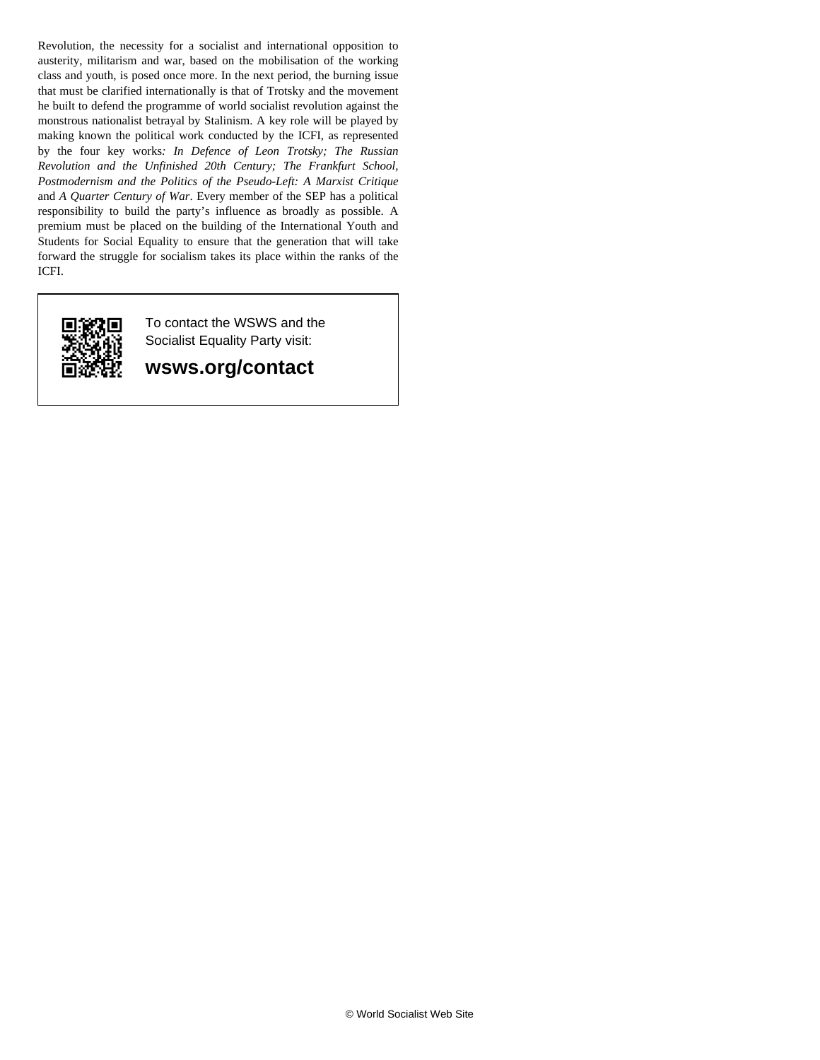Revolution, the necessity for a socialist and international opposition to austerity, militarism and war, based on the mobilisation of the working class and youth, is posed once more. In the next period, the burning issue that must be clarified internationally is that of Trotsky and the movement he built to defend the programme of world socialist revolution against the monstrous nationalist betrayal by Stalinism. A key role will be played by making known the political work conducted by the ICFI, as represented by the four key works: *In Defence of Leon Trotsky; The Russian Revolution and the Unfinished 20th Century; The Frankfurt School, Postmodernism and the Politics of the Pseudo-Left: A Marxist Critique* and *A Quarter Century of War*. Every member of the SEP has a political responsibility to build the party's influence as broadly as possible. A premium must be placed on the building of the International Youth and Students for Social Equality to ensure that the generation that will take forward the struggle for socialism takes its place within the ranks of the ICFI.

To contact the WSWS and the Socialist Equality Party visit:

**wsws.org/contact**